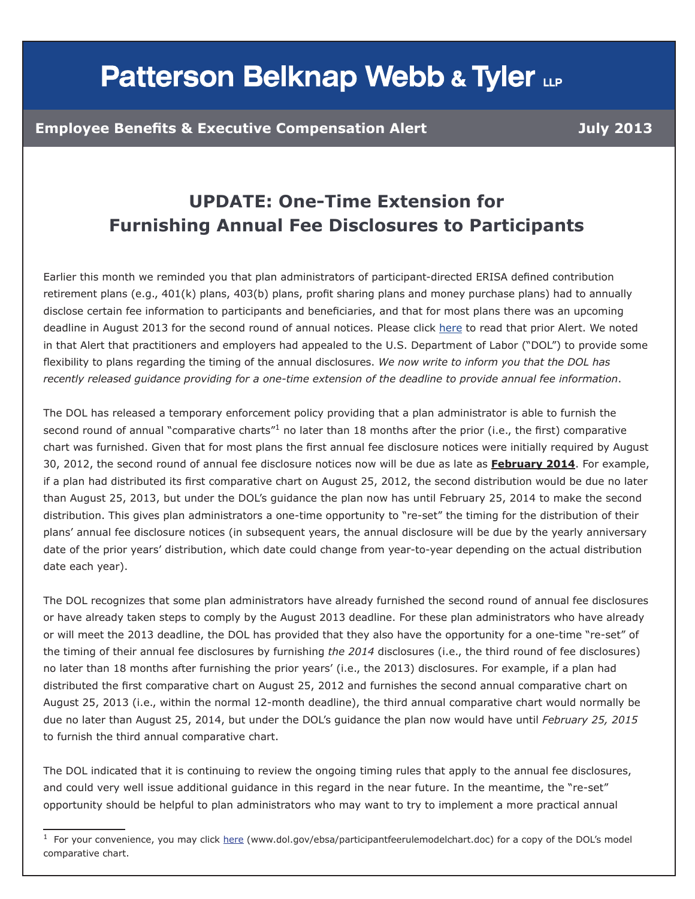# Patterson Belknap Webb & Tyler LLP

**Employee Benefits & Executive Compensation Alert** **July 2013**

## UPDATE: One-Time Extension for Furnishing Annual Fee Disclosures to Participants

Earlier this month we reminded you that plan administrators of participant-directed ERISA defined contribution retirement plans (e.g., 401(k) plans, 403(b) plans, profit sharing plans and money purchase plans) had to annually disclose certain fee information to participants and beneficiaries, and that for most plans there was an upcoming deadline in August 2013 for the second round of annual notices. Please click here to read that prior Alert. We noted in that Alert that practitioners and employers had appealed to the U.S. Department of Labor ("DOL") to provide some flexibility to plans regarding the timing of the annual disclosures. *We now write to inform you that the DOL has recently released guidance providing for a one-time extension of the deadline to provide annual fee information*.

The DOL has released a temporary enforcement policy providing that a plan administrator is able to furnish the second round of annual "comparative charts"[1] no later than 18 months after the prior (i.e., the first) comparative chart was furnished. Given that for most plans the first annual fee disclosure notices were initially required by August 30, 2012, the second round of annual fee disclosure notices now will be due as late as **February 2014**. For example, if a plan had distributed its first comparative chart on August 25, 2012, the second distribution would be due no later than August 25, 2013, but under the DOL's guidance the plan now has until February 25, 2014 to make the second distribution. This gives plan administrators a one-time opportunity to "re-set" the timing for the distribution of their plans' annual fee disclosure notices (in subsequent years, the annual disclosure will be due by the yearly anniversary date of the prior years' distribution, which date could change from year-to-year depending on the actual distribution date each year).

The DOL recognizes that some plan administrators have already furnished the second round of annual fee disclosures or have already taken steps to comply by the August 2013 deadline. For these plan administrators who have already or will meet the 2013 deadline, the DOL has provided that they also have the opportunity for a one-time "re-set" of the timing of their annual fee disclosures by furnishing *the 2014* disclosures (i.e., the third round of fee disclosures) no later than 18 months after furnishing the prior years' (i.e., the 2013) disclosures. For example, if a plan had distributed the first comparative chart on August 25, 2012 and furnishes the second annual comparative chart on August 25, 2013 (i.e., within the normal 12-month deadline), the third annual comparative chart would normally be due no later than August 25, 2014, but under the DOL's guidance the plan now would have until *February 25, 2015* to furnish the third annual comparative chart.

The DOL indicated that it is continuing to review the ongoing timing rules that apply to the annual fee disclosures, and could very well issue additional guidance in this regard in the near future. In the meantime, the "re-set" opportunity should be helpful to plan administrators who may want to try to implement a more practical annual

[1] For your convenience, you may click here (www.dol.gov/ebsa/participantfeerulemodelchart.doc) for a copy of the DOL's model comparative chart.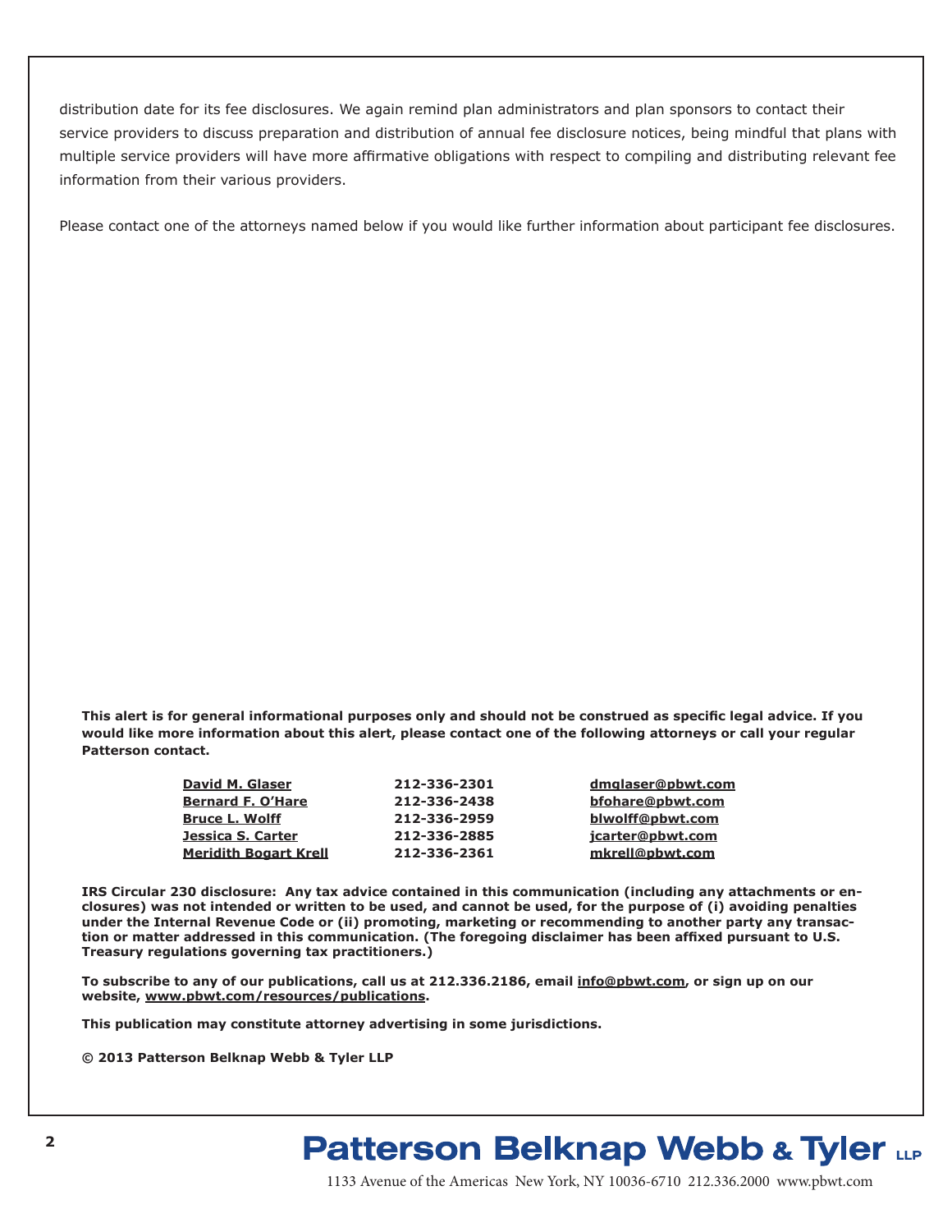distribution date for its fee disclosures. We again remind plan administrators and plan sponsors to contact their service providers to discuss preparation and distribution of annual fee disclosure notices, being mindful that plans with multiple service providers will have more affirmative obligations with respect to compiling and distributing relevant fee information from their various providers.

Please contact one of the attorneys named below if you would like further information about participant fee disclosures.

**This alert is for general informational purposes only and should not be construed as specific legal advice. If you would like more information about this alert, please contact one of the following attorneys or call your regular Patterson contact.**

| | | |
|---|---|---|
| **David M. Glaser** | **212-336-2301** | **dmglaser@pbwt.com** |
| **Bernard F. O'Hare** | **212-336-2438** | **bfohare@pbwt.com** |
| **Bruce L. Wolff** | **212-336-2959** | **blwolff@pbwt.com** |
| **Jessica S. Carter** | **212-336-2885** | **jcarter@pbwt.com** |
| **Meridith Bogart Krell** | **212-336-2361** | **mkrell@pbwt.com** |

**IRS Circular 230 disclosure: Any tax advice contained in this communication (including any attachments or enclosures) was not intended or written to be used, and cannot be used, for the purpose of (i) avoiding penalties under the Internal Revenue Code or (ii) promoting, marketing or recommending to another party any transaction or matter addressed in this communication. (The foregoing disclaimer has been affixed pursuant to U.S. Treasury regulations governing tax practitioners.)**

**To subscribe to any of our publications, call us at 212.336.2186, email info@pbwt.com, or sign up on our website, www.pbwt.com/resources/publications.**

**This publication may constitute attorney advertising in some jurisdictions.**

**© 2013 Patterson Belknap Webb & Tyler LLP**

**Patterson Belknap Webb & Tyler LLP**

1133 Avenue of the Americas New York, NY 10036-6710 212.336.2000 www.pbwt.com